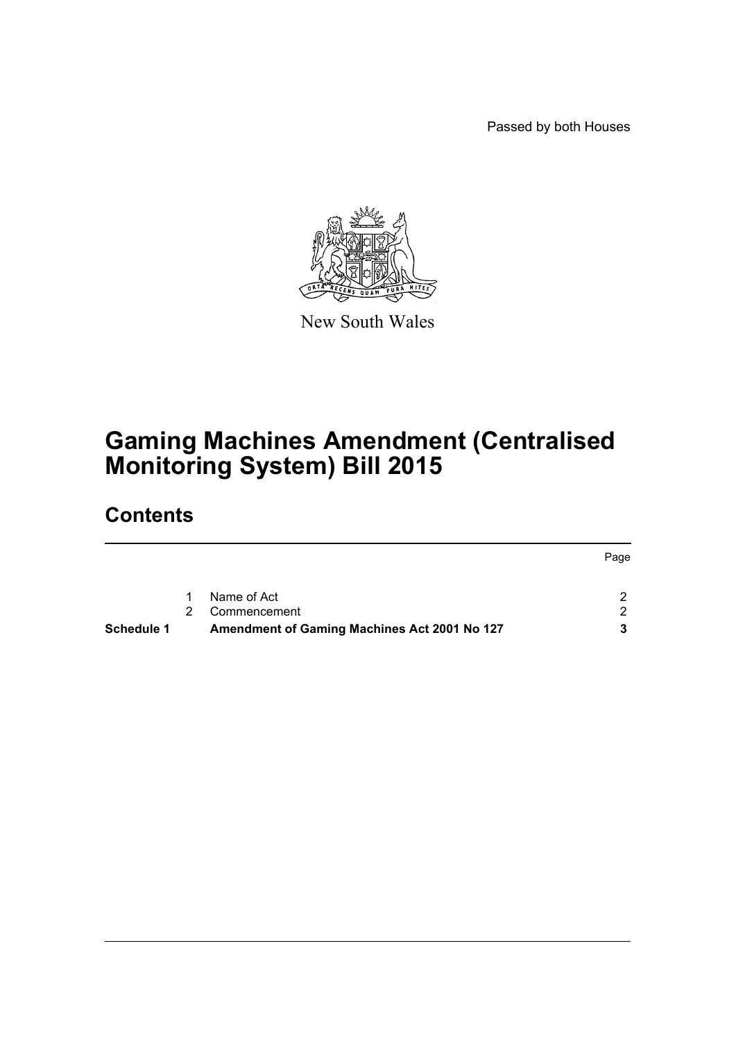Passed by both Houses

New South Wales

# Gaming Machines Amendment (Centralised Monitoring System) Bill 2015

## Contents

| | | | Page |
|---|---|---|---|
| | 1 | Name of Act | 2 |
| | 2 | Commencement | 2 |
| **Schedule 1** | | **Amendment of Gaming Machines Act 2001 No 127** | **3** |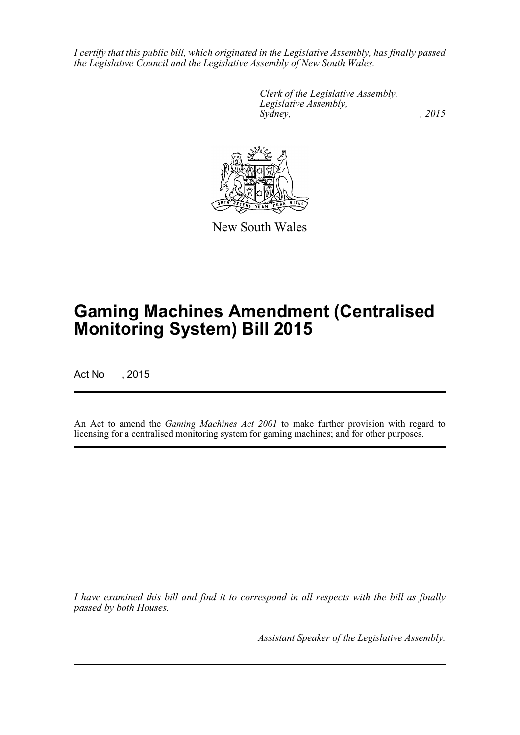*I certify that this public bill, which originated in the Legislative Assembly, has finally passed the Legislative Council and the Legislative Assembly of New South Wales.*

*Clerk of the Legislative Assembly.*
*Legislative Assembly,*
*Sydney, , 2015*

New South Wales

# Gaming Machines Amendment (Centralised Monitoring System) Bill 2015

Act No , 2015

An Act to amend the *Gaming Machines Act 2001* to make further provision with regard to licensing for a centralised monitoring system for gaming machines; and for other purposes.

*I have examined this bill and find it to correspond in all respects with the bill as finally passed by both Houses.*

*Assistant Speaker of the Legislative Assembly.*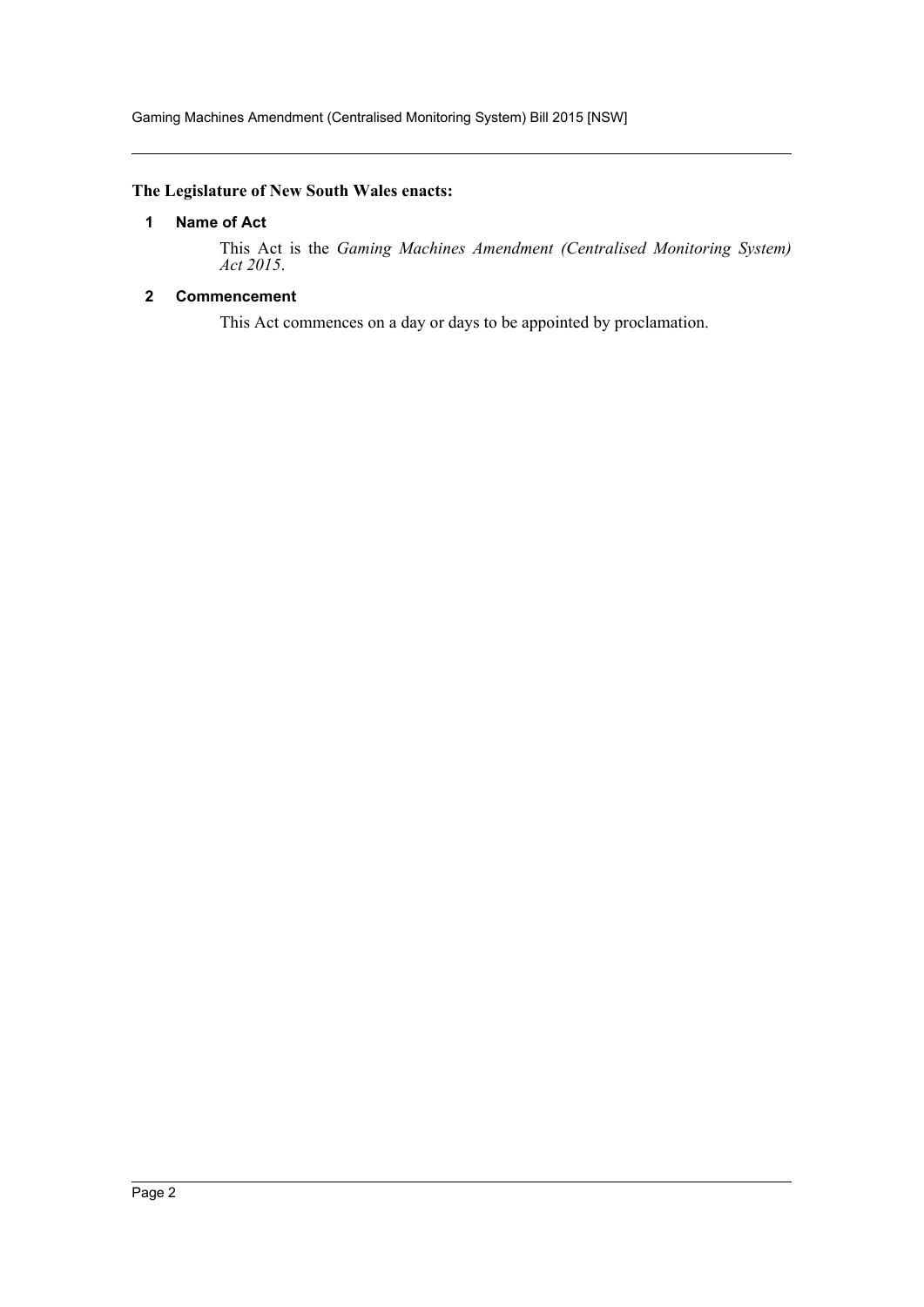**The Legislature of New South Wales enacts:**

### 1 Name of Act

This Act is the *Gaming Machines Amendment (Centralised Monitoring System) Act 2015*.

### 2 Commencement

This Act commences on a day or days to be appointed by proclamation.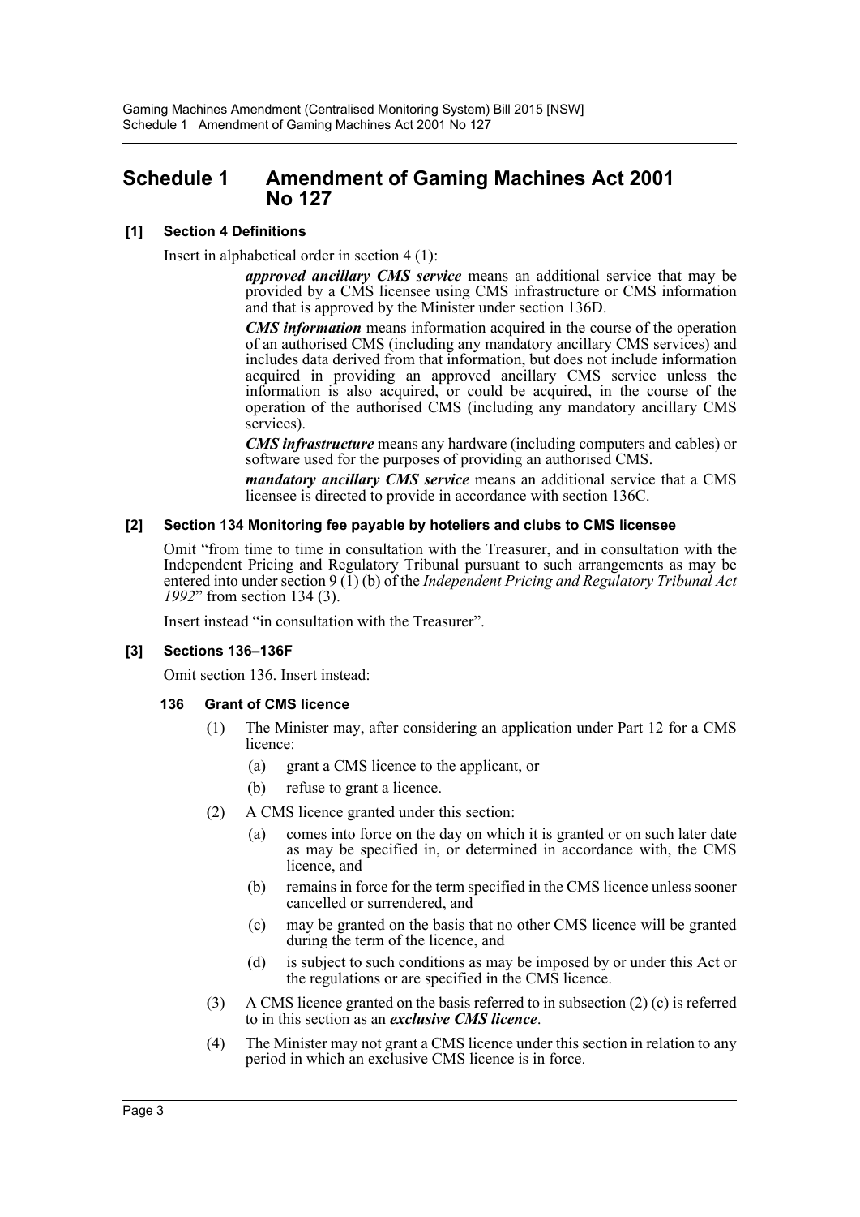# Schedule 1 Amendment of Gaming Machines Act 2001 No 127

### [1] Section 4 Definitions

Insert in alphabetical order in section 4 (1):

> ***approved ancillary CMS service*** means an additional service that may be provided by a CMS licensee using CMS infrastructure or CMS information and that is approved by the Minister under section 136D.
>
> ***CMS information*** means information acquired in the course of the operation of an authorised CMS (including any mandatory ancillary CMS services) and includes data derived from that information, but does not include information acquired in providing an approved ancillary CMS service unless the information is also acquired, or could be acquired, in the course of the operation of the authorised CMS (including any mandatory ancillary CMS services).
>
> ***CMS infrastructure*** means any hardware (including computers and cables) or software used for the purposes of providing an authorised CMS.
>
> ***mandatory ancillary CMS service*** means an additional service that a CMS licensee is directed to provide in accordance with section 136C.

### [2] Section 134 Monitoring fee payable by hoteliers and clubs to CMS licensee

Omit "from time to time in consultation with the Treasurer, and in consultation with the Independent Pricing and Regulatory Tribunal pursuant to such arrangements as may be entered into under section 9 (1) (b) of the *Independent Pricing and Regulatory Tribunal Act 1992*" from section 134 (3).

Insert instead "in consultation with the Treasurer".

### [3] Sections 136–136F

Omit section 136. Insert instead:

#### 136 Grant of CMS licence

(1) The Minister may, after considering an application under Part 12 for a CMS licence:

- (a) grant a CMS licence to the applicant, or
- (b) refuse to grant a licence.

(2) A CMS licence granted under this section:

- (a) comes into force on the day on which it is granted or on such later date as may be specified in, or determined in accordance with, the CMS licence, and
- (b) remains in force for the term specified in the CMS licence unless sooner cancelled or surrendered, and
- (c) may be granted on the basis that no other CMS licence will be granted during the term of the licence, and
- (d) is subject to such conditions as may be imposed by or under this Act or the regulations or are specified in the CMS licence.

(3) A CMS licence granted on the basis referred to in subsection (2) (c) is referred to in this section as an ***exclusive CMS licence***.

(4) The Minister may not grant a CMS licence under this section in relation to any period in which an exclusive CMS licence is in force.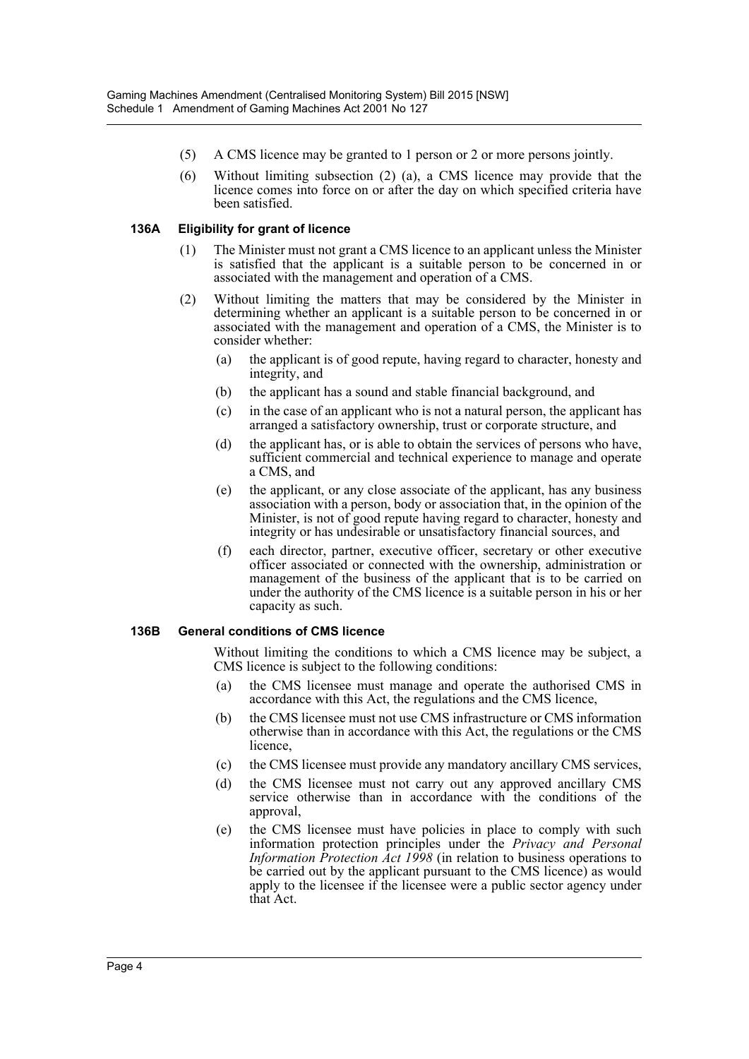(5) A CMS licence may be granted to 1 person or 2 or more persons jointly.

(6) Without limiting subsection (2) (a), a CMS licence may provide that the licence comes into force on or after the day on which specified criteria have been satisfied.

### 136A Eligibility for grant of licence

(1) The Minister must not grant a CMS licence to an applicant unless the Minister is satisfied that the applicant is a suitable person to be concerned in or associated with the management and operation of a CMS.

(2) Without limiting the matters that may be considered by the Minister in determining whether an applicant is a suitable person to be concerned in or associated with the management and operation of a CMS, the Minister is to consider whether:

(a) the applicant is of good repute, having regard to character, honesty and integrity, and

(b) the applicant has a sound and stable financial background, and

(c) in the case of an applicant who is not a natural person, the applicant has arranged a satisfactory ownership, trust or corporate structure, and

(d) the applicant has, or is able to obtain the services of persons who have, sufficient commercial and technical experience to manage and operate a CMS, and

(e) the applicant, or any close associate of the applicant, has any business association with a person, body or association that, in the opinion of the Minister, is not of good repute having regard to character, honesty and integrity or has undesirable or unsatisfactory financial sources, and

(f) each director, partner, executive officer, secretary or other executive officer associated or connected with the ownership, administration or management of the business of the applicant that is to be carried on under the authority of the CMS licence is a suitable person in his or her capacity as such.

### 136B General conditions of CMS licence

Without limiting the conditions to which a CMS licence may be subject, a CMS licence is subject to the following conditions:

(a) the CMS licensee must manage and operate the authorised CMS in accordance with this Act, the regulations and the CMS licence,

(b) the CMS licensee must not use CMS infrastructure or CMS information otherwise than in accordance with this Act, the regulations or the CMS licence,

(c) the CMS licensee must provide any mandatory ancillary CMS services,

(d) the CMS licensee must not carry out any approved ancillary CMS service otherwise than in accordance with the conditions of the approval,

(e) the CMS licensee must have policies in place to comply with such information protection principles under the *Privacy and Personal Information Protection Act 1998* (in relation to business operations to be carried out by the applicant pursuant to the CMS licence) as would apply to the licensee if the licensee were a public sector agency under that Act.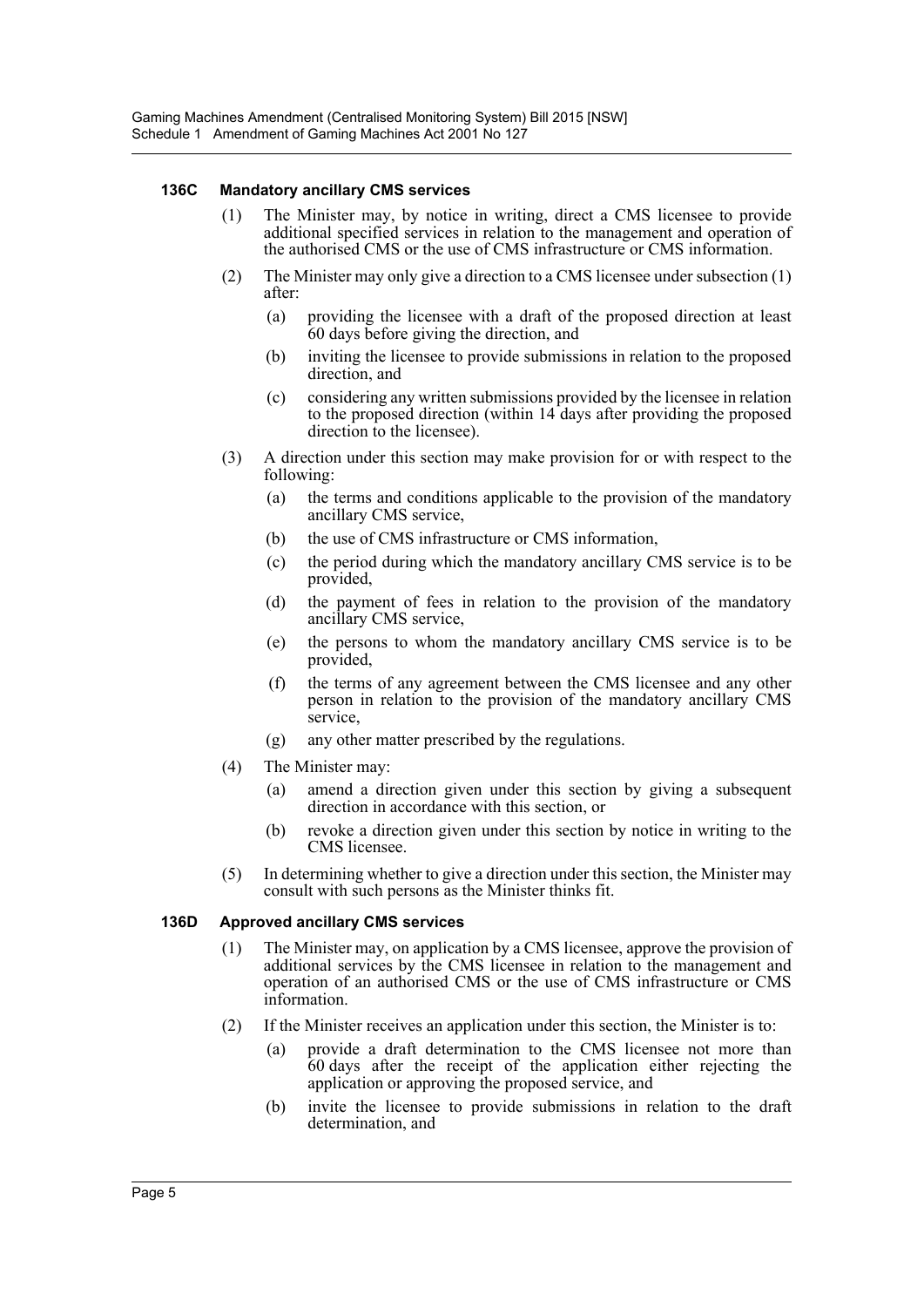#### 136C Mandatory ancillary CMS services

(1) The Minister may, by notice in writing, direct a CMS licensee to provide additional specified services in relation to the management and operation of the authorised CMS or the use of CMS infrastructure or CMS information.

(2) The Minister may only give a direction to a CMS licensee under subsection (1) after:

(a) providing the licensee with a draft of the proposed direction at least 60 days before giving the direction, and

(b) inviting the licensee to provide submissions in relation to the proposed direction, and

(c) considering any written submissions provided by the licensee in relation to the proposed direction (within 14 days after providing the proposed direction to the licensee).

(3) A direction under this section may make provision for or with respect to the following:

(a) the terms and conditions applicable to the provision of the mandatory ancillary CMS service,

(b) the use of CMS infrastructure or CMS information,

(c) the period during which the mandatory ancillary CMS service is to be provided,

(d) the payment of fees in relation to the provision of the mandatory ancillary CMS service,

(e) the persons to whom the mandatory ancillary CMS service is to be provided,

(f) the terms of any agreement between the CMS licensee and any other person in relation to the provision of the mandatory ancillary CMS service,

(g) any other matter prescribed by the regulations.

(4) The Minister may:

(a) amend a direction given under this section by giving a subsequent direction in accordance with this section, or

(b) revoke a direction given under this section by notice in writing to the CMS licensee.

(5) In determining whether to give a direction under this section, the Minister may consult with such persons as the Minister thinks fit.

#### 136D Approved ancillary CMS services

(1) The Minister may, on application by a CMS licensee, approve the provision of additional services by the CMS licensee in relation to the management and operation of an authorised CMS or the use of CMS infrastructure or CMS information.

(2) If the Minister receives an application under this section, the Minister is to:

(a) provide a draft determination to the CMS licensee not more than 60 days after the receipt of the application either rejecting the application or approving the proposed service, and

(b) invite the licensee to provide submissions in relation to the draft determination, and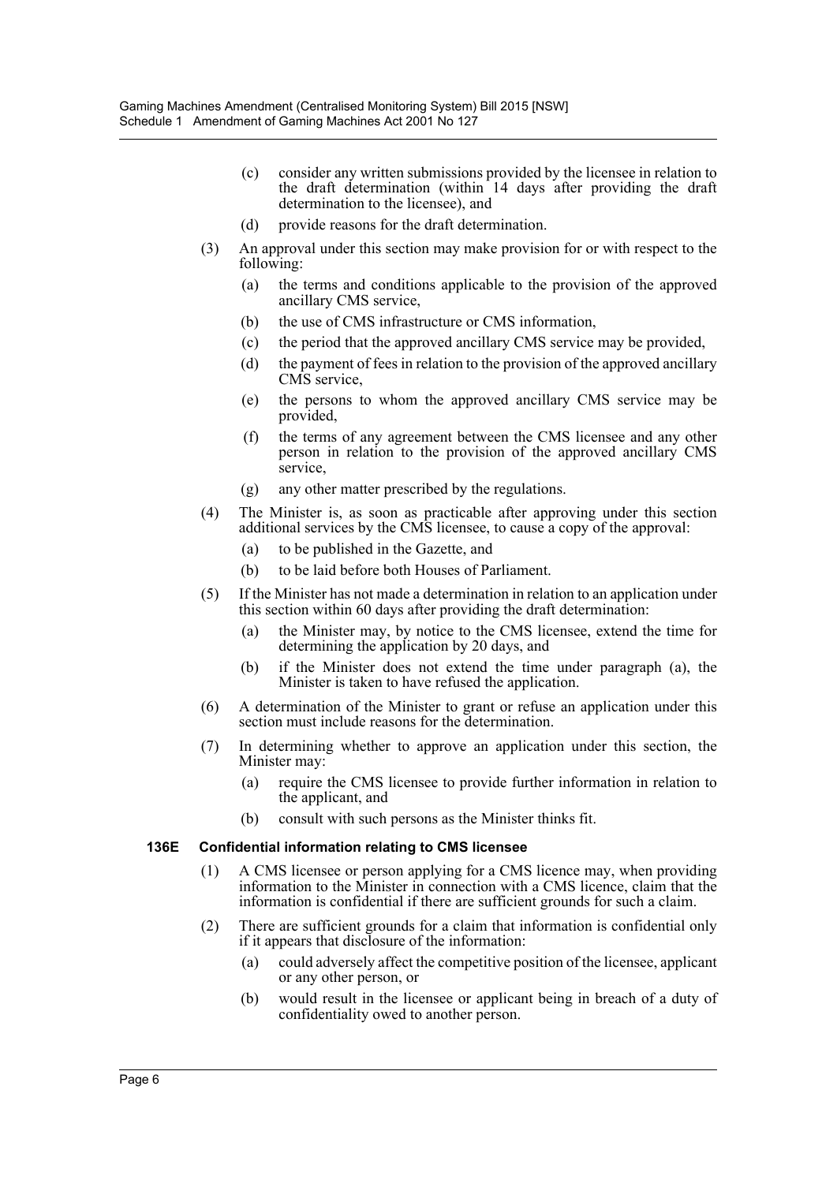(c) consider any written submissions provided by the licensee in relation to the draft determination (within 14 days after providing the draft determination to the licensee), and

(d) provide reasons for the draft determination.

(3) An approval under this section may make provision for or with respect to the following:

(a) the terms and conditions applicable to the provision of the approved ancillary CMS service,

(b) the use of CMS infrastructure or CMS information,

(c) the period that the approved ancillary CMS service may be provided,

(d) the payment of fees in relation to the provision of the approved ancillary CMS service,

(e) the persons to whom the approved ancillary CMS service may be provided,

(f) the terms of any agreement between the CMS licensee and any other person in relation to the provision of the approved ancillary CMS service,

(g) any other matter prescribed by the regulations.

(4) The Minister is, as soon as practicable after approving under this section additional services by the CMS licensee, to cause a copy of the approval:

(a) to be published in the Gazette, and

(b) to be laid before both Houses of Parliament.

(5) If the Minister has not made a determination in relation to an application under this section within 60 days after providing the draft determination:

(a) the Minister may, by notice to the CMS licensee, extend the time for determining the application by 20 days, and

(b) if the Minister does not extend the time under paragraph (a), the Minister is taken to have refused the application.

(6) A determination of the Minister to grant or refuse an application under this section must include reasons for the determination.

(7) In determining whether to approve an application under this section, the Minister may:

(a) require the CMS licensee to provide further information in relation to the applicant, and

(b) consult with such persons as the Minister thinks fit.

**136E Confidential information relating to CMS licensee**

(1) A CMS licensee or person applying for a CMS licence may, when providing information to the Minister in connection with a CMS licence, claim that the information is confidential if there are sufficient grounds for such a claim.

(2) There are sufficient grounds for a claim that information is confidential only if it appears that disclosure of the information:

(a) could adversely affect the competitive position of the licensee, applicant or any other person, or

(b) would result in the licensee or applicant being in breach of a duty of confidentiality owed to another person.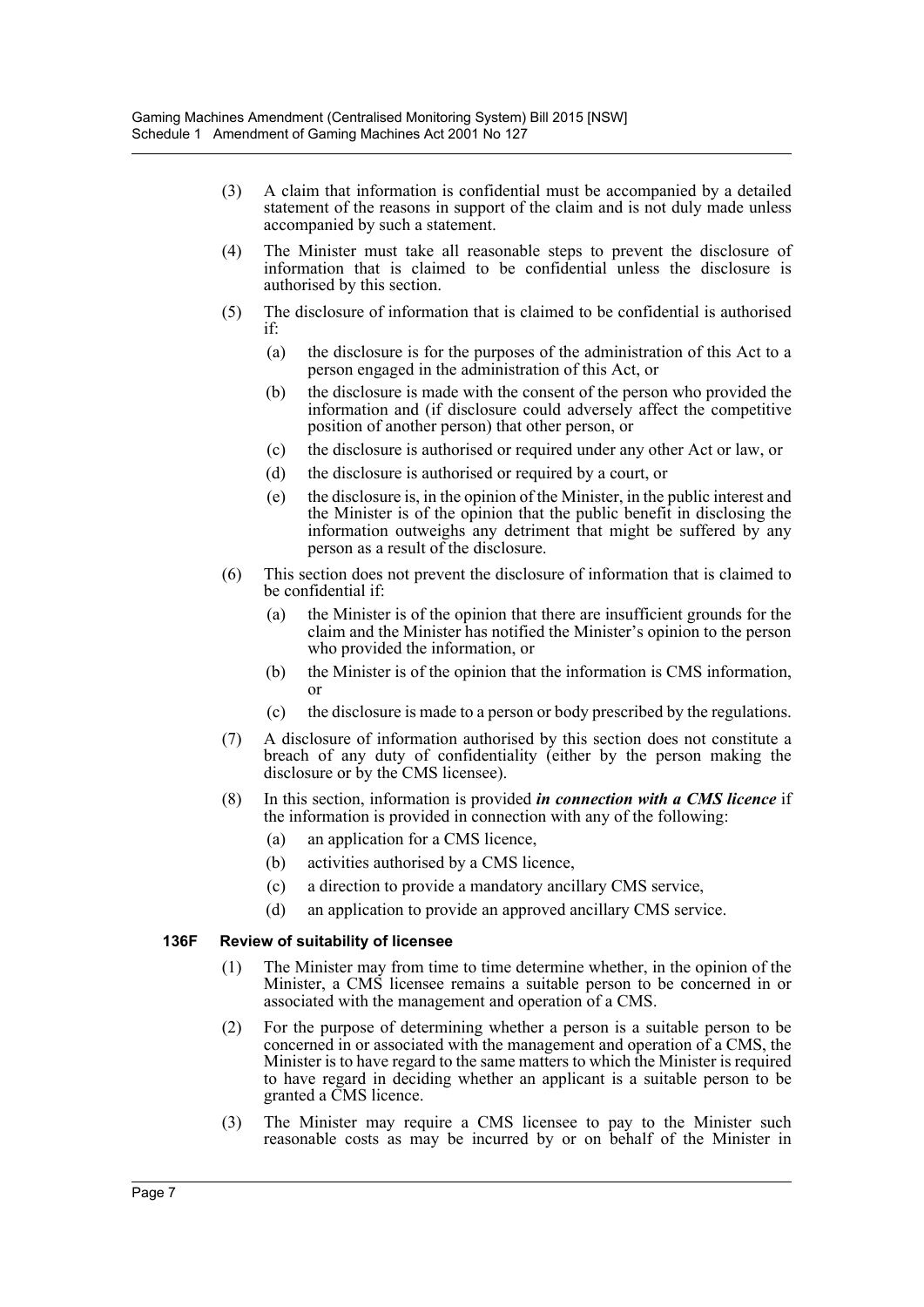(3) A claim that information is confidential must be accompanied by a detailed statement of the reasons in support of the claim and is not duly made unless accompanied by such a statement.

(4) The Minister must take all reasonable steps to prevent the disclosure of information that is claimed to be confidential unless the disclosure is authorised by this section.

(5) The disclosure of information that is claimed to be confidential is authorised if:

- (a) the disclosure is for the purposes of the administration of this Act to a person engaged in the administration of this Act, or
- (b) the disclosure is made with the consent of the person who provided the information and (if disclosure could adversely affect the competitive position of another person) that other person, or
- (c) the disclosure is authorised or required under any other Act or law, or
- (d) the disclosure is authorised or required by a court, or
- (e) the disclosure is, in the opinion of the Minister, in the public interest and the Minister is of the opinion that the public benefit in disclosing the information outweighs any detriment that might be suffered by any person as a result of the disclosure.

(6) This section does not prevent the disclosure of information that is claimed to be confidential if:

- (a) the Minister is of the opinion that there are insufficient grounds for the claim and the Minister has notified the Minister's opinion to the person who provided the information, or
- (b) the Minister is of the opinion that the information is CMS information, or
- (c) the disclosure is made to a person or body prescribed by the regulations.

(7) A disclosure of information authorised by this section does not constitute a breach of any duty of confidentiality (either by the person making the disclosure or by the CMS licensee).

(8) In this section, information is provided ***in connection with a CMS licence*** if the information is provided in connection with any of the following:

- (a) an application for a CMS licence,
- (b) activities authorised by a CMS licence,
- (c) a direction to provide a mandatory ancillary CMS service,
- (d) an application to provide an approved ancillary CMS service.

### 136F Review of suitability of licensee

(1) The Minister may from time to time determine whether, in the opinion of the Minister, a CMS licensee remains a suitable person to be concerned in or associated with the management and operation of a CMS.

(2) For the purpose of determining whether a person is a suitable person to be concerned in or associated with the management and operation of a CMS, the Minister is to have regard to the same matters to which the Minister is required to have regard in deciding whether an applicant is a suitable person to be granted a CMS licence.

(3) The Minister may require a CMS licensee to pay to the Minister such reasonable costs as may be incurred by or on behalf of the Minister in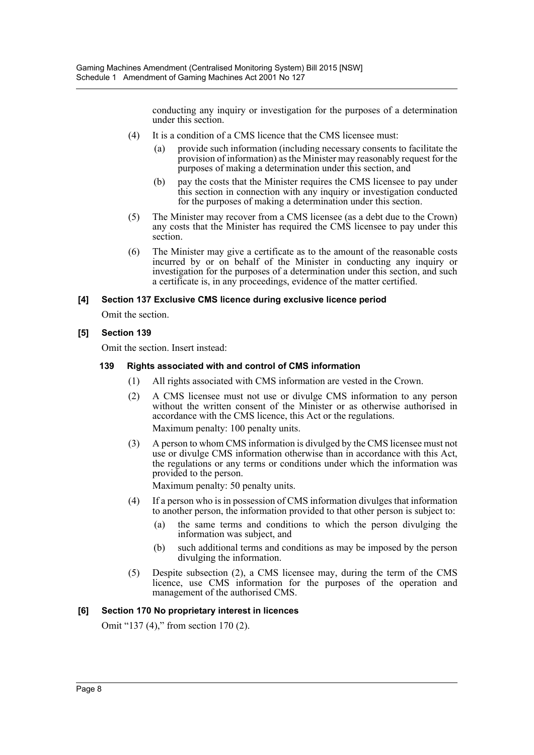conducting any inquiry or investigation for the purposes of a determination under this section.

(4) It is a condition of a CMS licence that the CMS licensee must:

(a) provide such information (including necessary consents to facilitate the provision of information) as the Minister may reasonably request for the purposes of making a determination under this section, and

(b) pay the costs that the Minister requires the CMS licensee to pay under this section in connection with any inquiry or investigation conducted for the purposes of making a determination under this section.

(5) The Minister may recover from a CMS licensee (as a debt due to the Crown) any costs that the Minister has required the CMS licensee to pay under this section.

(6) The Minister may give a certificate as to the amount of the reasonable costs incurred by or on behalf of the Minister in conducting any inquiry or investigation for the purposes of a determination under this section, and such a certificate is, in any proceedings, evidence of the matter certified.

**[4] Section 137 Exclusive CMS licence during exclusive licence period**

Omit the section.

**[5] Section 139**

Omit the section. Insert instead:

**139 Rights associated with and control of CMS information**

(1) All rights associated with CMS information are vested in the Crown.

(2) A CMS licensee must not use or divulge CMS information to any person without the written consent of the Minister or as otherwise authorised in accordance with the CMS licence, this Act or the regulations.

Maximum penalty: 100 penalty units.

(3) A person to whom CMS information is divulged by the CMS licensee must not use or divulge CMS information otherwise than in accordance with this Act, the regulations or any terms or conditions under which the information was provided to the person.

Maximum penalty: 50 penalty units.

(4) If a person who is in possession of CMS information divulges that information to another person, the information provided to that other person is subject to:

(a) the same terms and conditions to which the person divulging the information was subject, and

(b) such additional terms and conditions as may be imposed by the person divulging the information.

(5) Despite subsection (2), a CMS licensee may, during the term of the CMS licence, use CMS information for the purposes of the operation and management of the authorised CMS.

**[6] Section 170 No proprietary interest in licences**

Omit "137 (4)," from section 170 (2).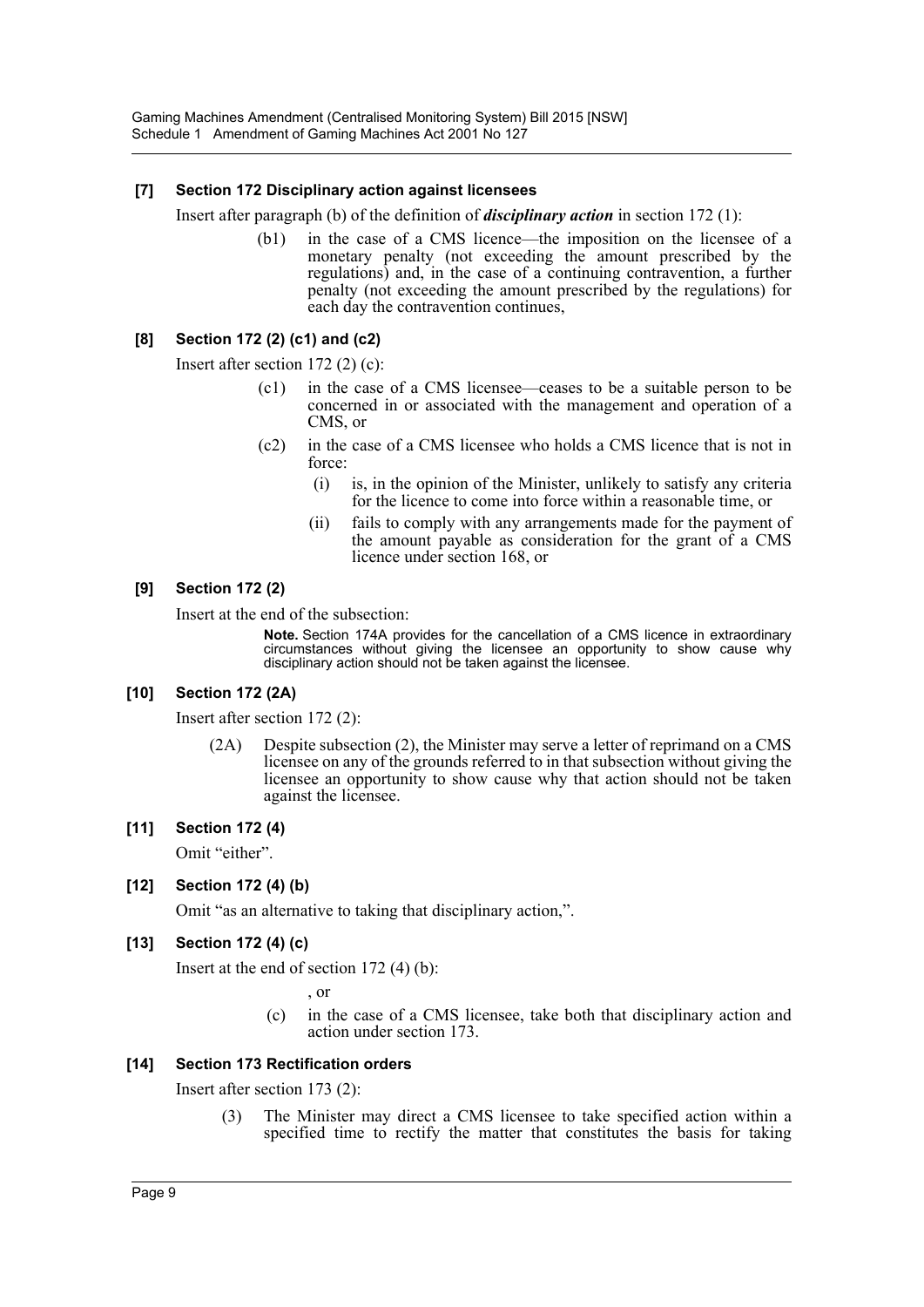### [7] Section 172 Disciplinary action against licensees

Insert after paragraph (b) of the definition of ***disciplinary action*** in section 172 (1):

> (b1) in the case of a CMS licence—the imposition on the licensee of a monetary penalty (not exceeding the amount prescribed by the regulations) and, in the case of a continuing contravention, a further penalty (not exceeding the amount prescribed by the regulations) for each day the contravention continues,

### [8] Section 172 (2) (c1) and (c2)

Insert after section 172 (2) (c):

> (c1) in the case of a CMS licensee—ceases to be a suitable person to be concerned in or associated with the management and operation of a CMS, or
>
> (c2) in the case of a CMS licensee who holds a CMS licence that is not in force:
>
> (i) is, in the opinion of the Minister, unlikely to satisfy any criteria for the licence to come into force within a reasonable time, or
>
> (ii) fails to comply with any arrangements made for the payment of the amount payable as consideration for the grant of a CMS licence under section 168, or

### [9] Section 172 (2)

Insert at the end of the subsection:

> **Note.** Section 174A provides for the cancellation of a CMS licence in extraordinary circumstances without giving the licensee an opportunity to show cause why disciplinary action should not be taken against the licensee.

### [10] Section 172 (2A)

Insert after section 172 (2):

> (2A) Despite subsection (2), the Minister may serve a letter of reprimand on a CMS licensee on any of the grounds referred to in that subsection without giving the licensee an opportunity to show cause why that action should not be taken against the licensee.

### [11] Section 172 (4)

Omit "either".

### [12] Section 172 (4) (b)

Omit "as an alternative to taking that disciplinary action,".

### [13] Section 172 (4) (c)

Insert at the end of section 172 (4) (b):

> , or
>
> (c) in the case of a CMS licensee, take both that disciplinary action and action under section 173.

### [14] Section 173 Rectification orders

Insert after section 173 (2):

> (3) The Minister may direct a CMS licensee to take specified action within a specified time to rectify the matter that constitutes the basis for taking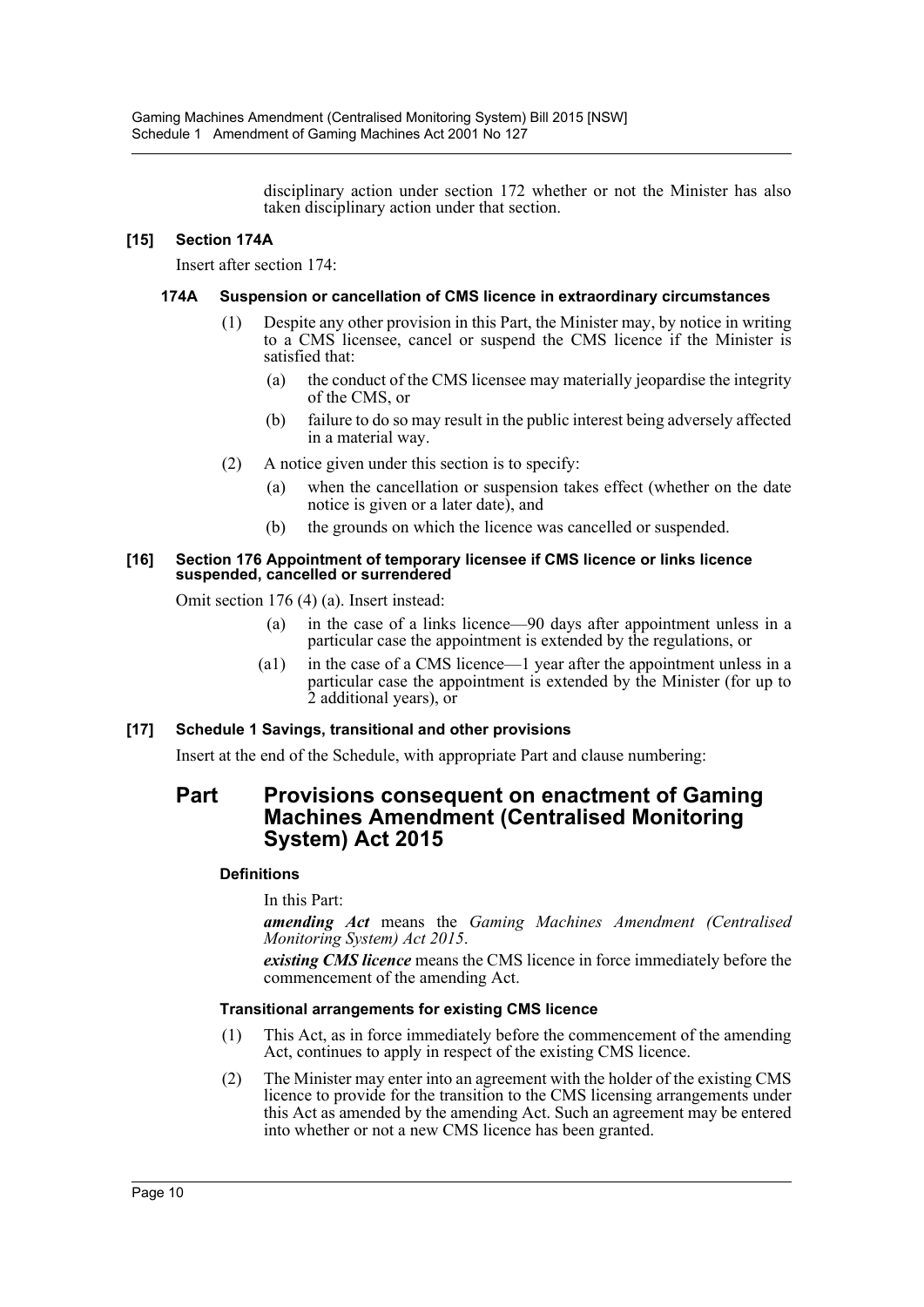disciplinary action under section 172 whether or not the Minister has also taken disciplinary action under that section.

### [15] Section 174A

Insert after section 174:

#### 174A Suspension or cancellation of CMS licence in extraordinary circumstances

(1) Despite any other provision in this Part, the Minister may, by notice in writing to a CMS licensee, cancel or suspend the CMS licence if the Minister is satisfied that:

- (a) the conduct of the CMS licensee may materially jeopardise the integrity of the CMS, or
- (b) failure to do so may result in the public interest being adversely affected in a material way.

(2) A notice given under this section is to specify:

- (a) when the cancellation or suspension takes effect (whether on the date notice is given or a later date), and
- (b) the grounds on which the licence was cancelled or suspended.

### [16] Section 176 Appointment of temporary licensee if CMS licence or links licence suspended, cancelled or surrendered

Omit section 176 (4) (a). Insert instead:

- (a) in the case of a links licence—90 days after appointment unless in a particular case the appointment is extended by the regulations, or
- (a1) in the case of a CMS licence—1 year after the appointment unless in a particular case the appointment is extended by the Minister (for up to 2 additional years), or

### [17] Schedule 1 Savings, transitional and other provisions

Insert at the end of the Schedule, with appropriate Part and clause numbering:

## Part Provisions consequent on enactment of Gaming Machines Amendment (Centralised Monitoring System) Act 2015

#### Definitions

In this Part:

***amending Act*** means the *Gaming Machines Amendment (Centralised Monitoring System) Act 2015*.

***existing CMS licence*** means the CMS licence in force immediately before the commencement of the amending Act.

#### Transitional arrangements for existing CMS licence

(1) This Act, as in force immediately before the commencement of the amending Act, continues to apply in respect of the existing CMS licence.

(2) The Minister may enter into an agreement with the holder of the existing CMS licence to provide for the transition to the CMS licensing arrangements under this Act as amended by the amending Act. Such an agreement may be entered into whether or not a new CMS licence has been granted.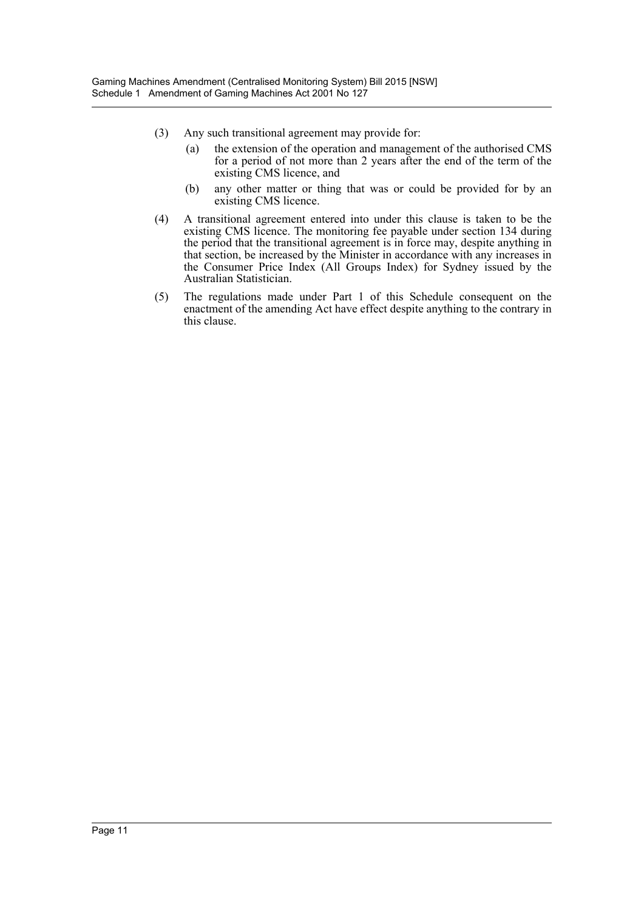(3) Any such transitional agreement may provide for:

- (a) the extension of the operation and management of the authorised CMS for a period of not more than 2 years after the end of the term of the existing CMS licence, and
- (b) any other matter or thing that was or could be provided for by an existing CMS licence.

(4) A transitional agreement entered into under this clause is taken to be the existing CMS licence. The monitoring fee payable under section 134 during the period that the transitional agreement is in force may, despite anything in that section, be increased by the Minister in accordance with any increases in the Consumer Price Index (All Groups Index) for Sydney issued by the Australian Statistician.

(5) The regulations made under Part 1 of this Schedule consequent on the enactment of the amending Act have effect despite anything to the contrary in this clause.